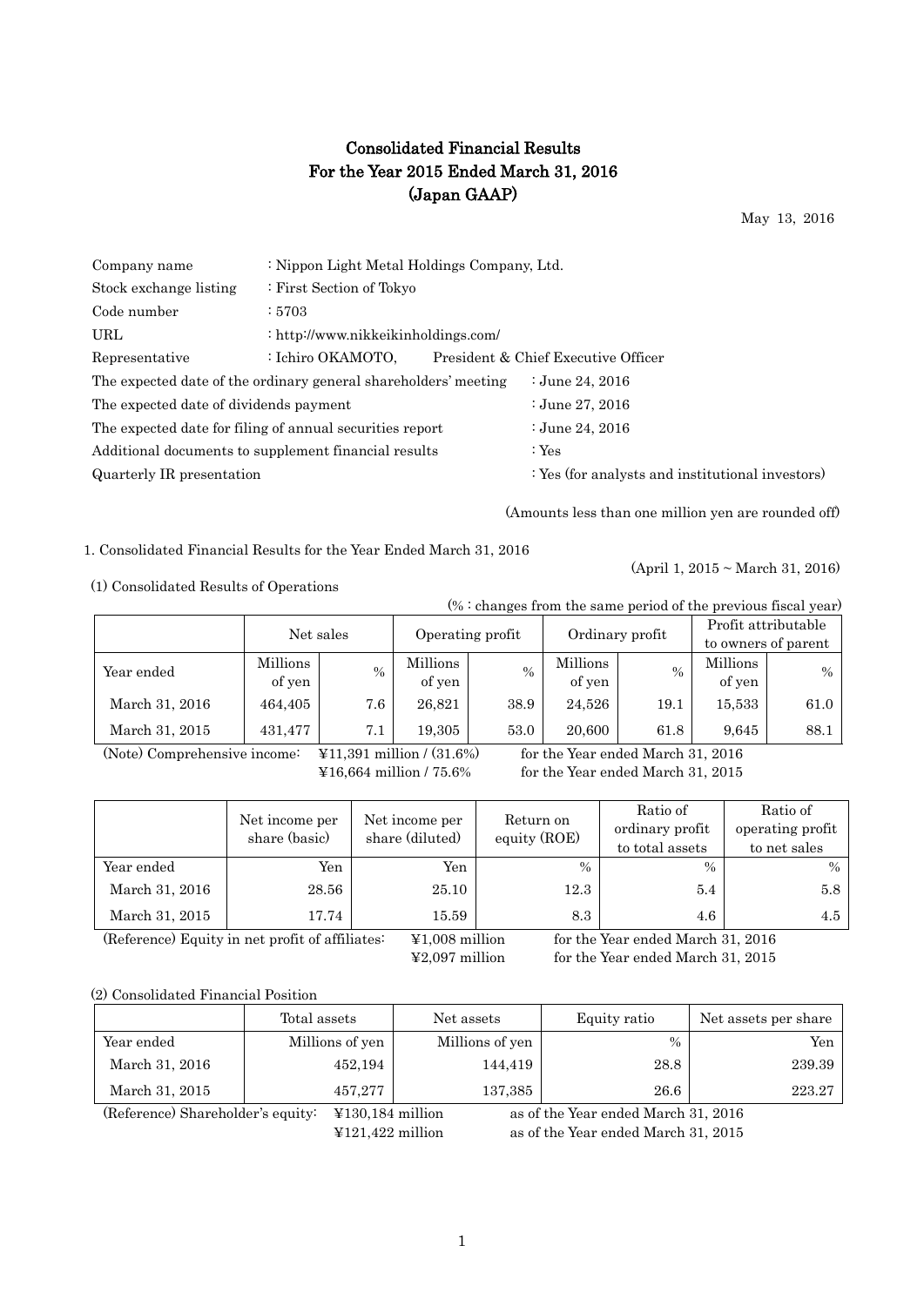# Consolidated Financial Results
# For the Year 2015 Ended March 31, 2016
# (Japan GAAP)

May 13, 2016

| | |
|---|---|
| Company name | : Nippon Light Metal Holdings Company, Ltd. |
| Stock exchange listing | : First Section of Tokyo |
| Code number | : 5703 |
| URL | : http://www.nikkeikinholdings.com/ |
| Representative | : Ichiro OKAMOTO, President & Chief Executive Officer |

| | |
|---|---|
| The expected date of the ordinary general shareholders' meeting | : June 24, 2016 |
| The expected date of dividends payment | : June 27, 2016 |
| The expected date for filing of annual securities report | : June 24, 2016 |
| Additional documents to supplement financial results | : Yes |
| Quarterly IR presentation | : Yes (for analysts and institutional investors) |

(Amounts less than one million yen are rounded off)

1. Consolidated Financial Results for the Year Ended March 31, 2016

(April 1, 2015 ~ March 31, 2016)

(1) Consolidated Results of Operations

(% : changes from the same period of the previous fiscal year)

| | Net sales | | Operating profit | | Ordinary profit | | Profit attributable to owners of parent | |
|---|---|---|---|---|---|---|---|---|
| Year ended | Millions of yen | % | Millions of yen | % | Millions of yen | % | Millions of yen | % |
| March 31, 2016 | 464,405 | 7.6 | 26,821 | 38.9 | 24,526 | 19.1 | 15,533 | 61.0 |
| March 31, 2015 | 431,477 | 7.1 | 19,305 | 53.0 | 20,600 | 61.8 | 9,645 | 88.1 |

(Note) Comprehensive income: ¥11,391 million / (31.6%) for the Year ended March 31, 2016
¥16,664 million / 75.6% for the Year ended March 31, 2015

| | Net income per share (basic) | Net income per share (diluted) | Return on equity (ROE) | Ratio of ordinary profit to total assets | Ratio of operating profit to net sales |
|---|---|---|---|---|---|
| Year ended | Yen | Yen | % | % | % |
| March 31, 2016 | 28.56 | 25.10 | 12.3 | 5.4 | 5.8 |
| March 31, 2015 | 17.74 | 15.59 | 8.3 | 4.6 | 4.5 |

(Reference) Equity in net profit of affiliates: ¥1,008 million for the Year ended March 31, 2016
¥2,097 million for the Year ended March 31, 2015

(2) Consolidated Financial Position

| | Total assets | Net assets | Equity ratio | Net assets per share |
|---|---|---|---|---|
| Year ended | Millions of yen | Millions of yen | % | Yen |
| March 31, 2016 | 452,194 | 144,419 | 28.8 | 239.39 |
| March 31, 2015 | 457,277 | 137,385 | 26.6 | 223.27 |

(Reference) Shareholder's equity: ¥130,184 million as of the Year ended March 31, 2016
¥121,422 million as of the Year ended March 31, 2015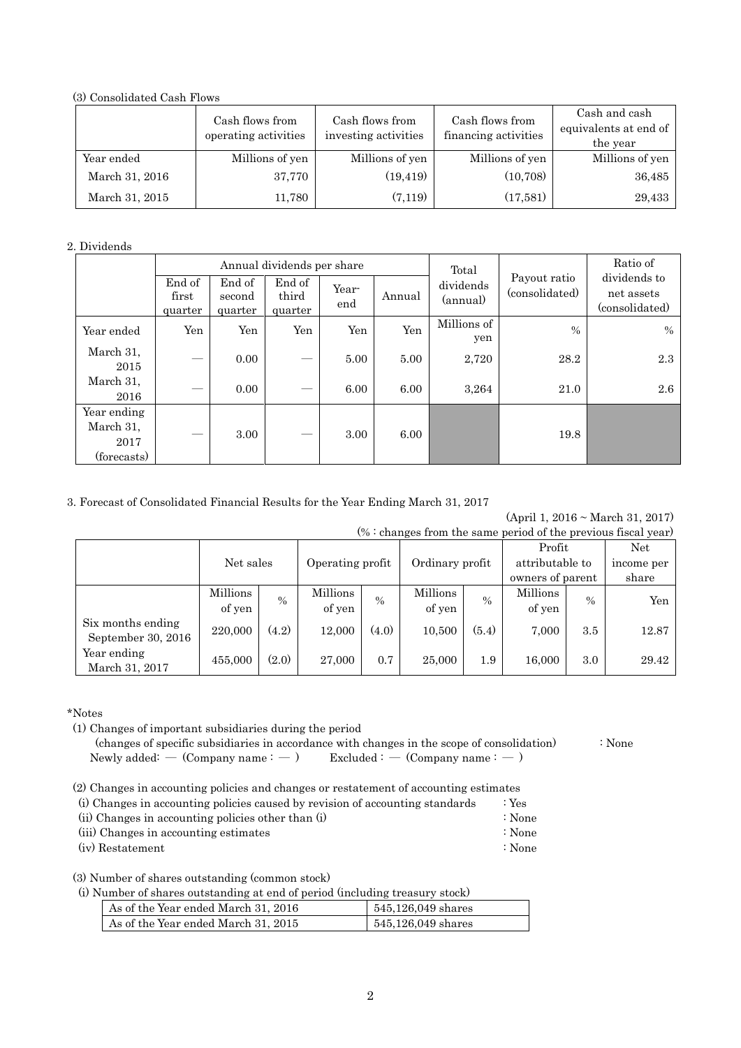(3) Consolidated Cash Flows

| | Cash flows from operating activities | Cash flows from investing activities | Cash flows from financing activities | Cash and cash equivalents at end of the year |
|---|---|---|---|---|
| Year ended | Millions of yen | Millions of yen | Millions of yen | Millions of yen |
| March 31, 2016 | 37,770 | (19,419) | (10,708) | 36,485 |
| March 31, 2015 | 11,780 | (7,119) | (17,581) | 29,433 |

2. Dividends

| | Annual dividends per share | | | | | Total dividends (annual) | Payout ratio (consolidated) | Ratio of dividends to net assets (consolidated) |
|---|---|---|---|---|---|---|---|---|
| | End of first quarter | End of second quarter | End of third quarter | Year-end | Annual | | | |
| Year ended | Yen | Yen | Yen | Yen | Yen | Millions of yen | % | % |
| March 31, 2015 | ― | 0.00 | ― | 5.00 | 5.00 | 2,720 | 28.2 | 2.3 |
| March 31, 2016 | ― | 0.00 | ― | 6.00 | 6.00 | 3,264 | 21.0 | 2.6 |
| Year ending March 31, 2017 (forecasts) | ― | 3.00 | ― | 3.00 | 6.00 | | 19.8 | |

3. Forecast of Consolidated Financial Results for the Year Ending March 31, 2017

(April 1, 2016 ~ March 31, 2017)

(% : changes from the same period of the previous fiscal year)

| | Net sales | | Operating profit | | Ordinary profit | | Profit attributable to owners of parent | | Net income per share |
|---|---|---|---|---|---|---|---|---|---|
| | Millions of yen | % | Millions of yen | % | Millions of yen | % | Millions of yen | % | Yen |
| Six months ending September 30, 2016 | 220,000 | (4.2) | 12,000 | (4.0) | 10,500 | (5.4) | 7,000 | 3.5 | 12.87 |
| Year ending March 31, 2017 | 455,000 | (2.0) | 27,000 | 0.7 | 25,000 | 1.9 | 16,000 | 3.0 | 29.42 |

*Notes

(1) Changes of important subsidiaries during the period
(changes of specific subsidiaries in accordance with changes in the scope of consolidation) : None
Newly added: ― (Company name : ― ) Excluded : ― (Company name : ― )

(2) Changes in accounting policies and changes or restatement of accounting estimates
(i) Changes in accounting policies caused by revision of accounting standards : Yes
(ii) Changes in accounting policies other than (i) : None
(iii) Changes in accounting estimates : None
(iv) Restatement : None

(3) Number of shares outstanding (common stock)
(i) Number of shares outstanding at end of period (including treasury stock)

| | |
|---|---|
| As of the Year ended March 31, 2016 | 545,126,049 shares |
| As of the Year ended March 31, 2015 | 545,126,049 shares |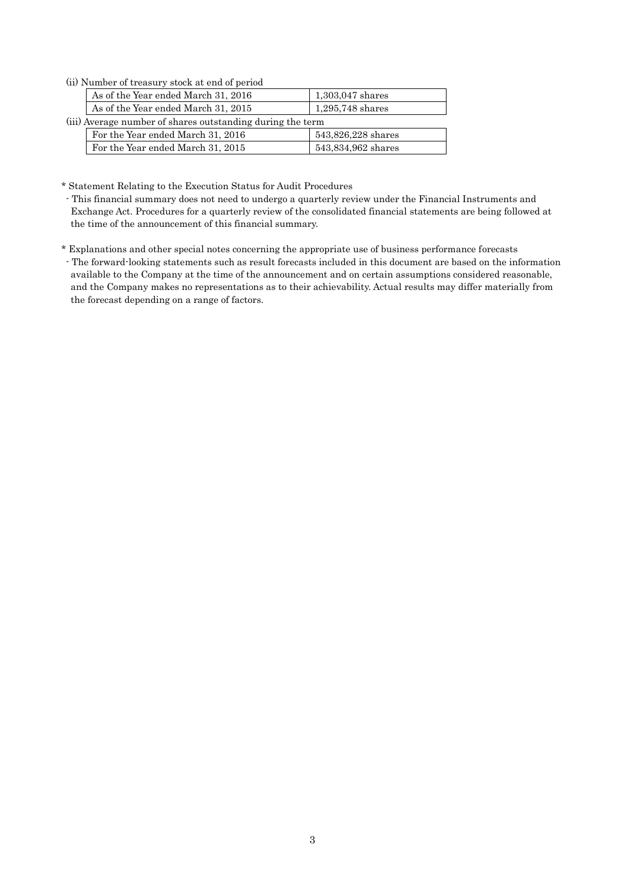(ii) Number of treasury stock at end of period

| | |
|---|---|
| As of the Year ended March 31, 2016 | 1,303,047 shares |
| As of the Year ended March 31, 2015 | 1,295,748 shares |

(iii) Average number of shares outstanding during the term

| | |
|---|---|
| For the Year ended March 31, 2016 | 543,826,228 shares |
| For the Year ended March 31, 2015 | 543,834,962 shares |

\* Statement Relating to the Execution Status for Audit Procedures

- This financial summary does not need to undergo a quarterly review under the Financial Instruments and Exchange Act. Procedures for a quarterly review of the consolidated financial statements are being followed at the time of the announcement of this financial summary.

\* Explanations and other special notes concerning the appropriate use of business performance forecasts

- The forward-looking statements such as result forecasts included in this document are based on the information available to the Company at the time of the announcement and on certain assumptions considered reasonable, and the Company makes no representations as to their achievability. Actual results may differ materially from the forecast depending on a range of factors.